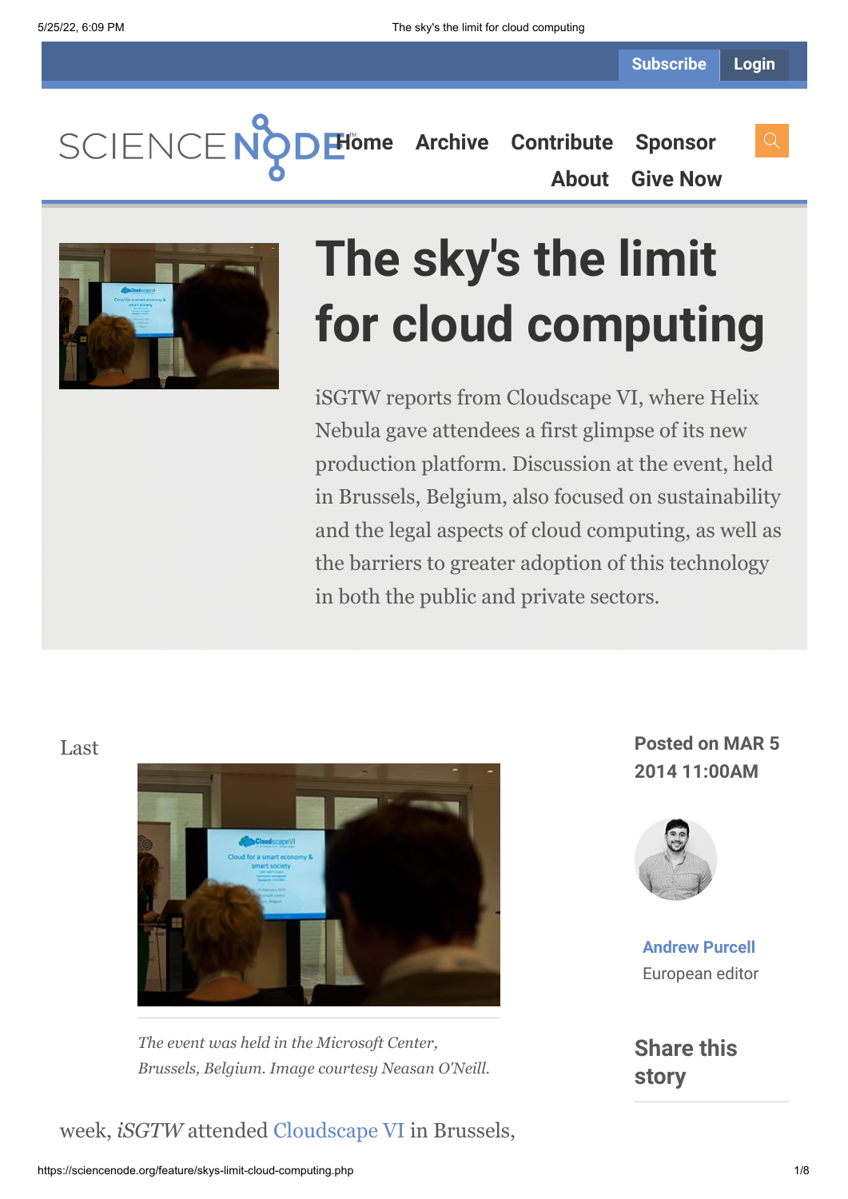Subscribe Login

SCIENCE NODE

Home Archive Contribute Sponsor About Give Now

# The sky's the limit for cloud computing

iSGTW reports from Cloudscape VI, where Helix Nebula gave attendees a first glimpse of its new production platform. Discussion at the event, held in Brussels, Belgium, also focused on sustainability and the legal aspects of cloud computing, as well as the barriers to greater adoption of this technology in both the public and private sectors.

**Posted on MAR 5 2014 11:00AM**

**Andrew Purcell**
European editor

## Share this story

*The event was held in the Microsoft Center, Brussels, Belgium. Image courtesy Neasan O'Neill.*

Last week, *iSGTW* attended Cloudscape VI in Brussels,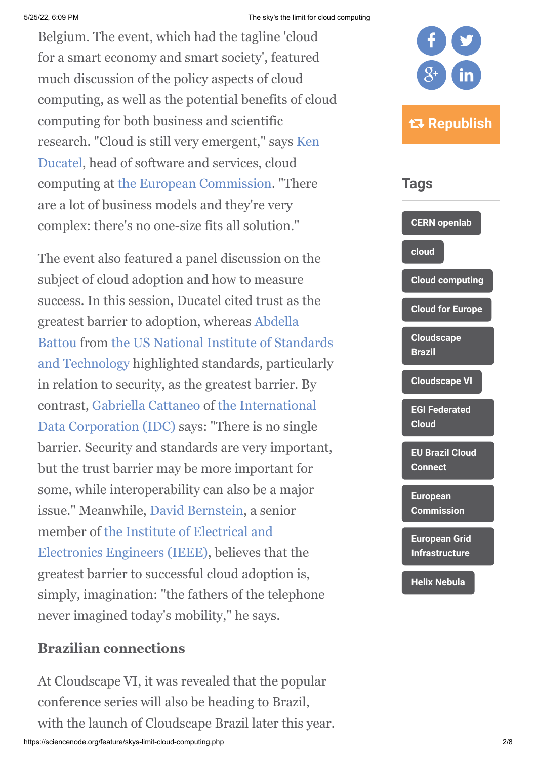Belgium. The event, which had the tagline 'cloud for a smart economy and smart society', featured much discussion of the policy aspects of cloud computing, as well as the potential benefits of cloud computing for both business and scientific research. "Cloud is still very emergent," says Ken Ducatel, head of software and services, cloud computing at the European Commission. "There are a lot of business models and they're very complex: there's no one-size fits all solution."

The event also featured a panel discussion on the subject of cloud adoption and how to measure success. In this session, Ducatel cited trust as the greatest barrier to adoption, whereas Abdella Battou from the US National Institute of Standards and Technology highlighted standards, particularly in relation to security, as the greatest barrier. By contrast, Gabriella Cattaneo of the International Data Corporation (IDC) says: "There is no single barrier. Security and standards are very important, but the trust barrier may be more important for some, while interoperability can also be a major issue." Meanwhile, David Bernstein, a senior member of the Institute of Electrical and Electronics Engineers (IEEE), believes that the greatest barrier to successful cloud adoption is, simply, imagination: "the fathers of the telephone never imagined today's mobility," he says.

### Brazilian connections

At Cloudscape VI, it was revealed that the popular conference series will also be heading to Brazil, with the launch of Cloudscape Brazil later this year.

Republish

## Tags

- CERN openlab
- cloud
- Cloud computing
- Cloud for Europe
- Cloudscape Brazil
- Cloudscape VI
- EGI Federated Cloud
- EU Brazil Cloud Connect
- European Commission
- European Grid Infrastructure
- Helix Nebula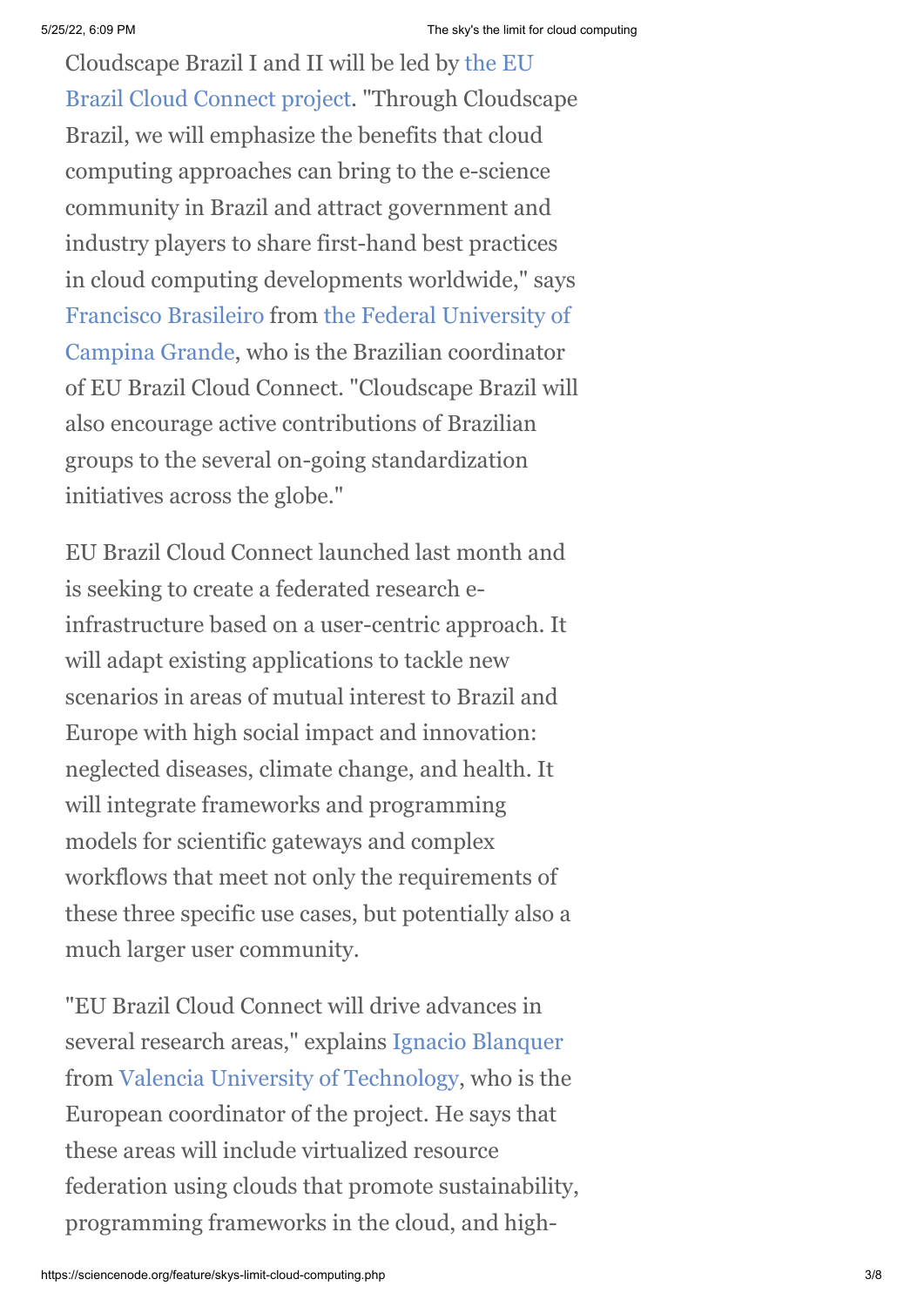Cloudscape Brazil I and II will be led by the EU Brazil Cloud Connect project. "Through Cloudscape Brazil, we will emphasize the benefits that cloud computing approaches can bring to the e-science community in Brazil and attract government and industry players to share first-hand best practices in cloud computing developments worldwide," says Francisco Brasileiro from the Federal University of Campina Grande, who is the Brazilian coordinator of EU Brazil Cloud Connect. "Cloudscape Brazil will also encourage active contributions of Brazilian groups to the several on-going standardization initiatives across the globe."

EU Brazil Cloud Connect launched last month and is seeking to create a federated research e-infrastructure based on a user-centric approach. It will adapt existing applications to tackle new scenarios in areas of mutual interest to Brazil and Europe with high social impact and innovation: neglected diseases, climate change, and health. It will integrate frameworks and programming models for scientific gateways and complex workflows that meet not only the requirements of these three specific use cases, but potentially also a much larger user community.

"EU Brazil Cloud Connect will drive advances in several research areas," explains Ignacio Blanquer from Valencia University of Technology, who is the European coordinator of the project. He says that these areas will include virtualized resource federation using clouds that promote sustainability, programming frameworks in the cloud, and high-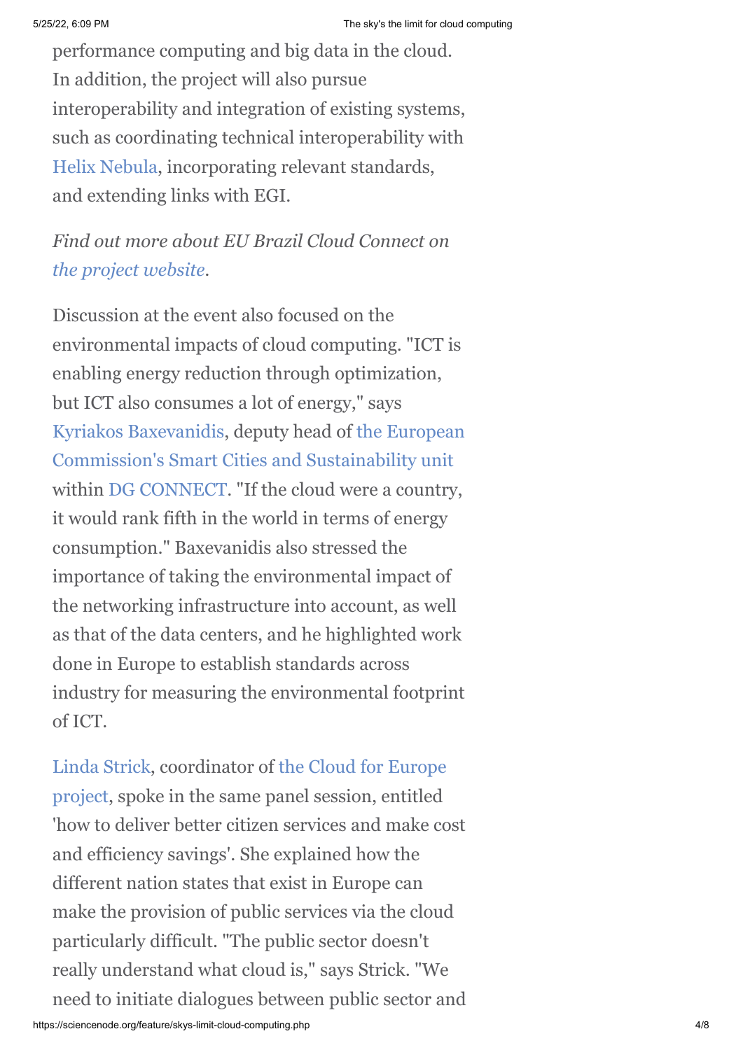performance computing and big data in the cloud. In addition, the project will also pursue interoperability and integration of existing systems, such as coordinating technical interoperability with Helix Nebula, incorporating relevant standards, and extending links with EGI.

*Find out more about EU Brazil Cloud Connect on the project website.*

Discussion at the event also focused on the environmental impacts of cloud computing. "ICT is enabling energy reduction through optimization, but ICT also consumes a lot of energy," says Kyriakos Baxevanidis, deputy head of the European Commission's Smart Cities and Sustainability unit within DG CONNECT. "If the cloud were a country, it would rank fifth in the world in terms of energy consumption." Baxevanidis also stressed the importance of taking the environmental impact of the networking infrastructure into account, as well as that of the data centers, and he highlighted work done in Europe to establish standards across industry for measuring the environmental footprint of ICT.

Linda Strick, coordinator of the Cloud for Europe project, spoke in the same panel session, entitled 'how to deliver better citizen services and make cost and efficiency savings'. She explained how the different nation states that exist in Europe can make the provision of public services via the cloud particularly difficult. "The public sector doesn't really understand what cloud is," says Strick. "We need to initiate dialogues between public sector and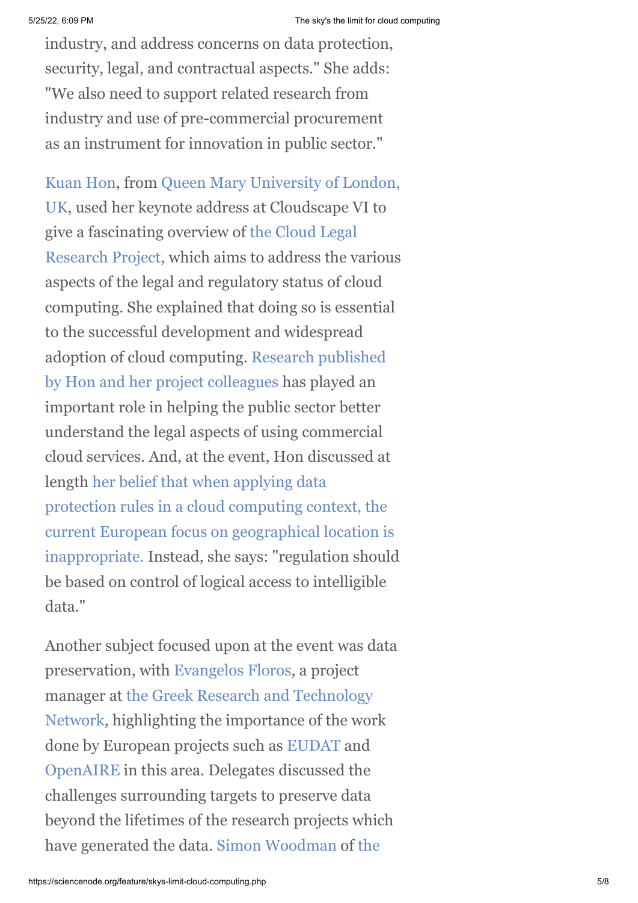industry, and address concerns on data protection, security, legal, and contractual aspects." She adds: "We also need to support related research from industry and use of pre-commercial procurement as an instrument for innovation in public sector."

Kuan Hon, from Queen Mary University of London, UK, used her keynote address at Cloudscape VI to give a fascinating overview of the Cloud Legal Research Project, which aims to address the various aspects of the legal and regulatory status of cloud computing. She explained that doing so is essential to the successful development and widespread adoption of cloud computing. Research published by Hon and her project colleagues has played an important role in helping the public sector better understand the legal aspects of using commercial cloud services. And, at the event, Hon discussed at length her belief that when applying data protection rules in a cloud computing context, the current European focus on geographical location is inappropriate. Instead, she says: "regulation should be based on control of logical access to intelligible data."

Another subject focused upon at the event was data preservation, with Evangelos Floros, a project manager at the Greek Research and Technology Network, highlighting the importance of the work done by European projects such as EUDAT and OpenAIRE in this area. Delegates discussed the challenges surrounding targets to preserve data beyond the lifetimes of the research projects which have generated the data. Simon Woodman of the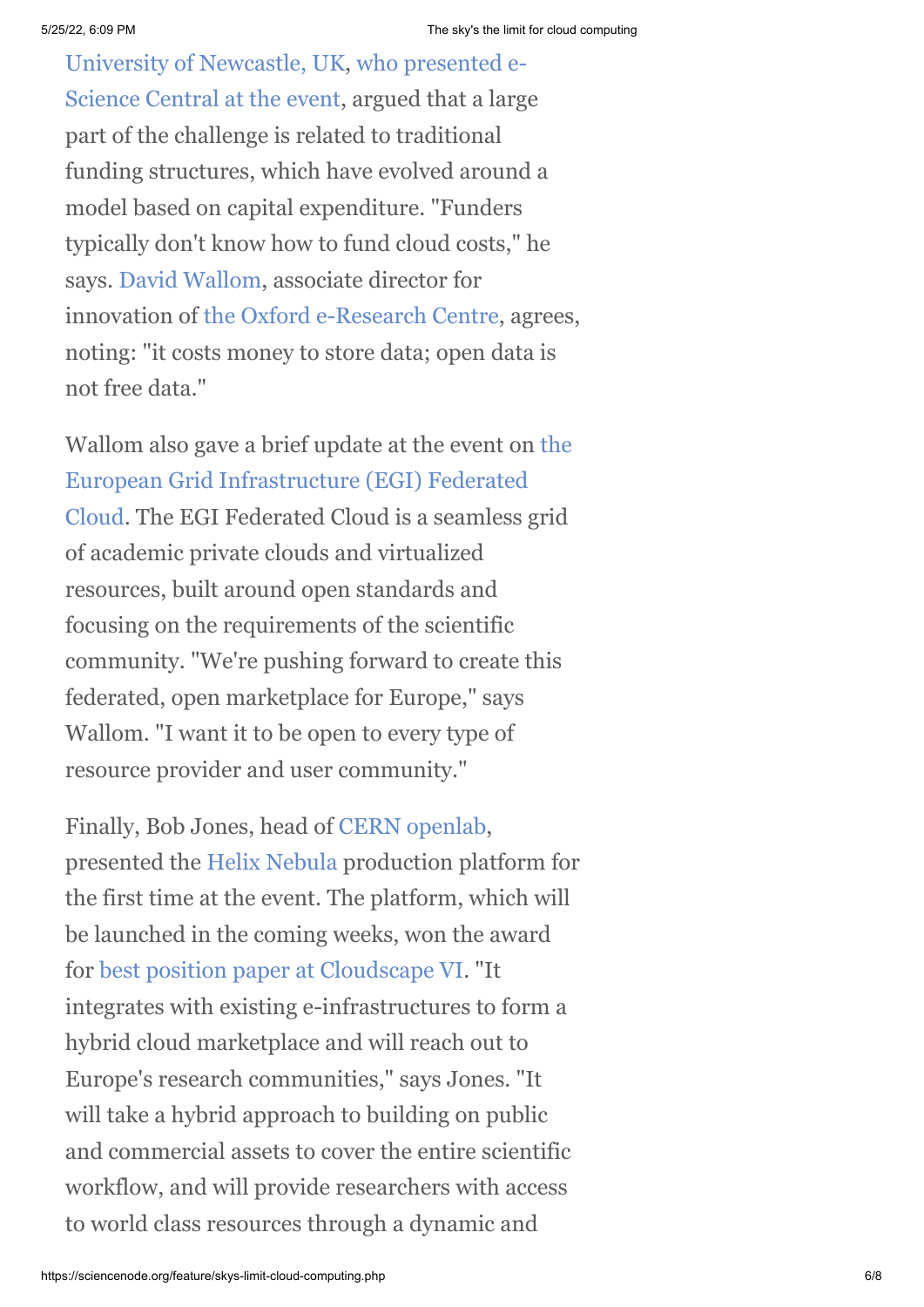University of Newcastle, UK, who presented e-Science Central at the event, argued that a large part of the challenge is related to traditional funding structures, which have evolved around a model based on capital expenditure. "Funders typically don't know how to fund cloud costs," he says. David Wallom, associate director for innovation of the Oxford e-Research Centre, agrees, noting: "it costs money to store data; open data is not free data."

Wallom also gave a brief update at the event on the European Grid Infrastructure (EGI) Federated Cloud. The EGI Federated Cloud is a seamless grid of academic private clouds and virtualized resources, built around open standards and focusing on the requirements of the scientific community. "We're pushing forward to create this federated, open marketplace for Europe," says Wallom. "I want it to be open to every type of resource provider and user community."

Finally, Bob Jones, head of CERN openlab, presented the Helix Nebula production platform for the first time at the event. The platform, which will be launched in the coming weeks, won the award for best position paper at Cloudscape VI. "It integrates with existing e-infrastructures to form a hybrid cloud marketplace and will reach out to Europe's research communities," says Jones. "It will take a hybrid approach to building on public and commercial assets to cover the entire scientific workflow, and will provide researchers with access to world class resources through a dynamic and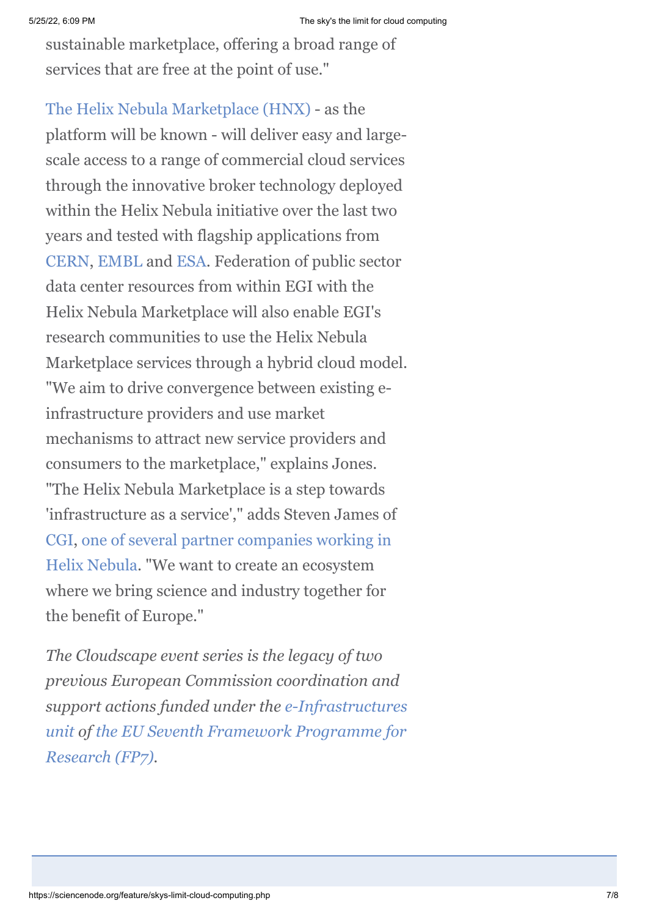sustainable marketplace, offering a broad range of services that are free at the point of use."

The Helix Nebula Marketplace (HNX) - as the platform will be known - will deliver easy and large-scale access to a range of commercial cloud services through the innovative broker technology deployed within the Helix Nebula initiative over the last two years and tested with flagship applications from CERN, EMBL and ESA. Federation of public sector data center resources from within EGI with the Helix Nebula Marketplace will also enable EGI's research communities to use the Helix Nebula Marketplace services through a hybrid cloud model. "We aim to drive convergence between existing e-infrastructure providers and use market mechanisms to attract new service providers and consumers to the marketplace," explains Jones. "The Helix Nebula Marketplace is a step towards 'infrastructure as a service'," adds Steven James of CGI, one of several partner companies working in Helix Nebula. "We want to create an ecosystem where we bring science and industry together for the benefit of Europe."

*The Cloudscape event series is the legacy of two previous European Commission coordination and support actions funded under the e-Infrastructures unit of the EU Seventh Framework Programme for Research (FP7).*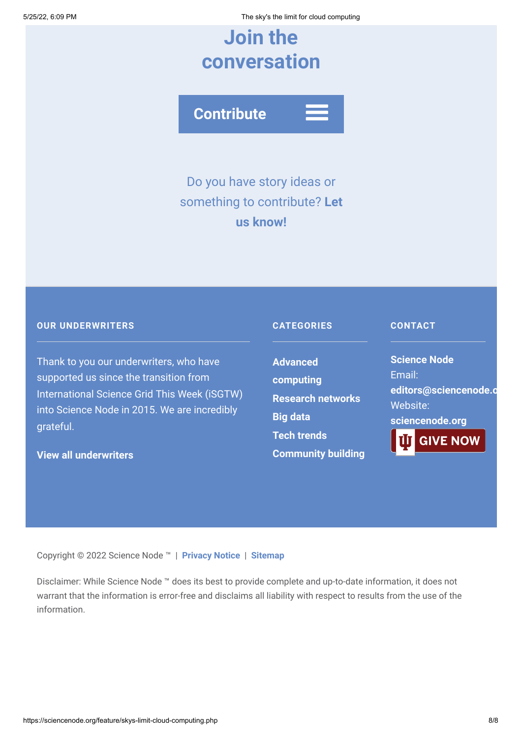# Join the conversation

**Contribute**

Do you have story ideas or something to contribute? **Let us know!**

**OUR UNDERWRITERS**

Thank to you our underwriters, who have supported us since the transition from International Science Grid This Week (iSGTW) into Science Node in 2015. We are incredibly grateful.

**View all underwriters**

**CATEGORIES**

- **Advanced computing**
- **Research networks**
- **Big data**
- **Tech trends**
- **Community building**

**CONTACT**

**Science Node**
Email:
**editors@sciencenode.o**
Website:
**sciencenode.org**

**GIVE NOW**

Copyright © 2022 Science Node ™ | **Privacy Notice** | **Sitemap**

Disclaimer: While Science Node ™ does its best to provide complete and up-to-date information, it does not warrant that the information is error-free and disclaims all liability with respect to results from the use of the information.